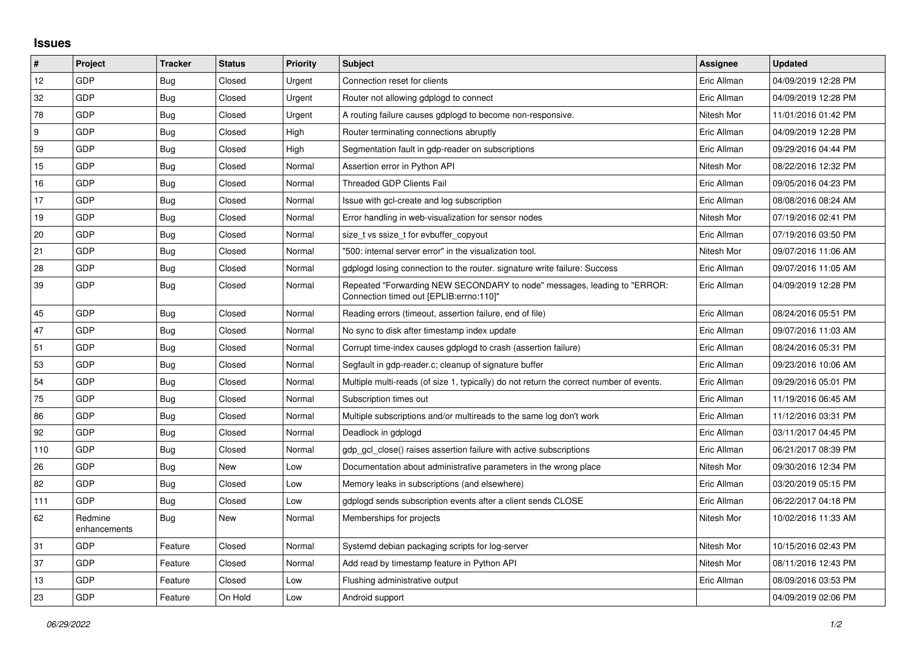# Issues

| # | Project | Tracker | Status | Priority | Subject | Assignee | Updated |
|---|---|---|---|---|---|---|---|
| 12 | GDP | Bug | Closed | Urgent | Connection reset for clients | Eric Allman | 04/09/2019 12:28 PM |
| 32 | GDP | Bug | Closed | Urgent | Router not allowing gdplogd to connect | Eric Allman | 04/09/2019 12:28 PM |
| 78 | GDP | Bug | Closed | Urgent | A routing failure causes gdplogd to become non-responsive. | Nitesh Mor | 11/01/2016 01:42 PM |
| 9 | GDP | Bug | Closed | High | Router terminating connections abruptly | Eric Allman | 04/09/2019 12:28 PM |
| 59 | GDP | Bug | Closed | High | Segmentation fault in gdp-reader on subscriptions | Eric Allman | 09/29/2016 04:44 PM |
| 15 | GDP | Bug | Closed | Normal | Assertion error in Python API | Nitesh Mor | 08/22/2016 12:32 PM |
| 16 | GDP | Bug | Closed | Normal | Threaded GDP Clients Fail | Eric Allman | 09/05/2016 04:23 PM |
| 17 | GDP | Bug | Closed | Normal | Issue with gcl-create and log subscription | Eric Allman | 08/08/2016 08:24 AM |
| 19 | GDP | Bug | Closed | Normal | Error handling in web-visualization for sensor nodes | Nitesh Mor | 07/19/2016 02:41 PM |
| 20 | GDP | Bug | Closed | Normal | size_t vs ssize_t for evbuffer_copyout | Eric Allman | 07/19/2016 03:50 PM |
| 21 | GDP | Bug | Closed | Normal | "500: internal server error" in the visualization tool. | Nitesh Mor | 09/07/2016 11:06 AM |
| 28 | GDP | Bug | Closed | Normal | gdplogd losing connection to the router. signature write failure: Success | Eric Allman | 09/07/2016 11:05 AM |
| 39 | GDP | Bug | Closed | Normal | Repeated "Forwarding NEW SECONDARY to node" messages, leading to "ERROR: Connection timed out [EPLIB:errno:110]" | Eric Allman | 04/09/2019 12:28 PM |
| 45 | GDP | Bug | Closed | Normal | Reading errors (timeout, assertion failure, end of file) | Eric Allman | 08/24/2016 05:51 PM |
| 47 | GDP | Bug | Closed | Normal | No sync to disk after timestamp index update | Eric Allman | 09/07/2016 11:03 AM |
| 51 | GDP | Bug | Closed | Normal | Corrupt time-index causes gdplogd to crash (assertion failure) | Eric Allman | 08/24/2016 05:31 PM |
| 53 | GDP | Bug | Closed | Normal | Segfault in gdp-reader.c; cleanup of signature buffer | Eric Allman | 09/23/2016 10:06 AM |
| 54 | GDP | Bug | Closed | Normal | Multiple multi-reads (of size 1, typically) do not return the correct number of events. | Eric Allman | 09/29/2016 05:01 PM |
| 75 | GDP | Bug | Closed | Normal | Subscription times out | Eric Allman | 11/19/2016 06:45 AM |
| 86 | GDP | Bug | Closed | Normal | Multiple subscriptions and/or multireads to the same log don't work | Eric Allman | 11/12/2016 03:31 PM |
| 92 | GDP | Bug | Closed | Normal | Deadlock in gdplogd | Eric Allman | 03/11/2017 04:45 PM |
| 110 | GDP | Bug | Closed | Normal | gdp_gcl_close() raises assertion failure with active subscriptions | Eric Allman | 06/21/2017 08:39 PM |
| 26 | GDP | Bug | New | Low | Documentation about administrative parameters in the wrong place | Nitesh Mor | 09/30/2016 12:34 PM |
| 82 | GDP | Bug | Closed | Low | Memory leaks in subscriptions (and elsewhere) | Eric Allman | 03/20/2019 05:15 PM |
| 111 | GDP | Bug | Closed | Low | gdplogd sends subscription events after a client sends CLOSE | Eric Allman | 06/22/2017 04:18 PM |
| 62 | Redmine enhancements | Bug | New | Normal | Memberships for projects | Nitesh Mor | 10/02/2016 11:33 AM |
| 31 | GDP | Feature | Closed | Normal | Systemd debian packaging scripts for log-server | Nitesh Mor | 10/15/2016 02:43 PM |
| 37 | GDP | Feature | Closed | Normal | Add read by timestamp feature in Python API | Nitesh Mor | 08/11/2016 12:43 PM |
| 13 | GDP | Feature | Closed | Low | Flushing administrative output | Eric Allman | 08/09/2016 03:53 PM |
| 23 | GDP | Feature | On Hold | Low | Android support | | 04/09/2019 02:06 PM |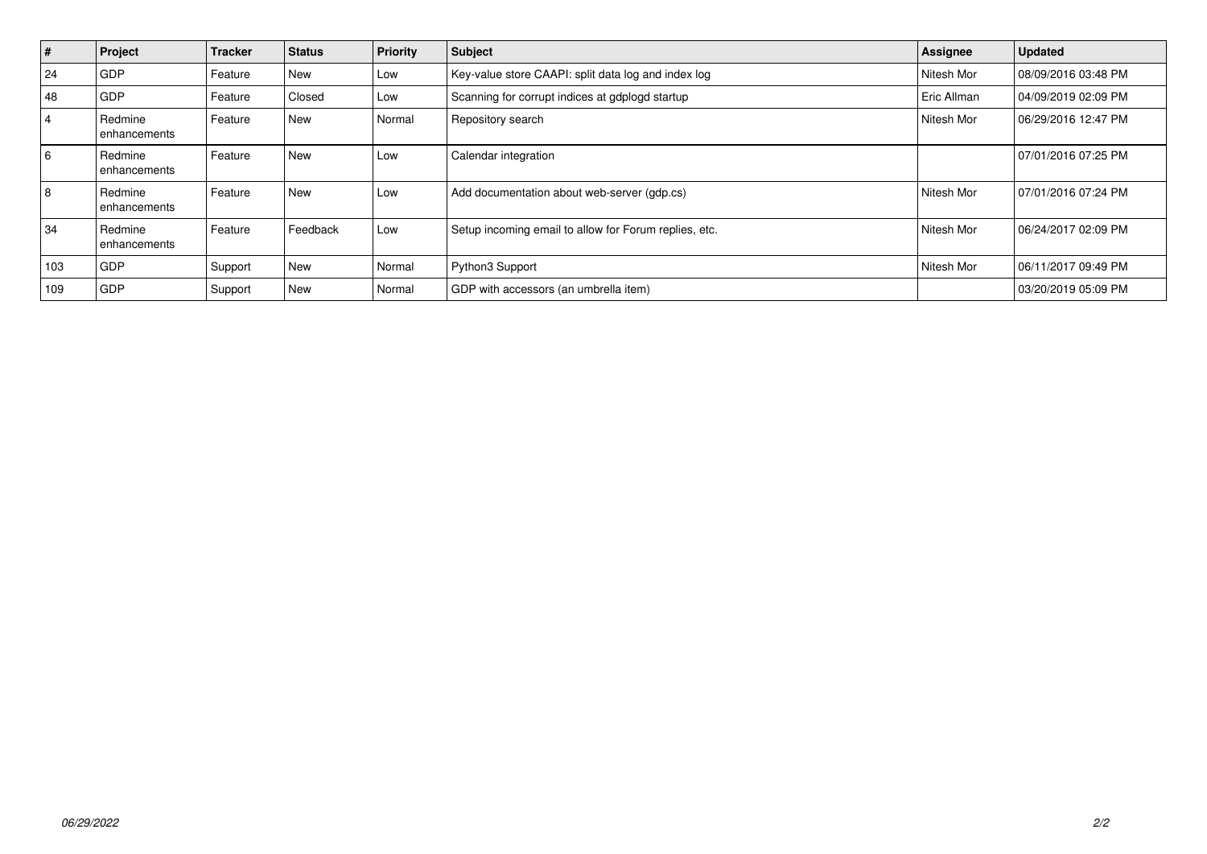| # | Project | Tracker | Status | Priority | Subject | Assignee | Updated |
|---|---|---|---|---|---|---|---|
| 24 | GDP | Feature | New | Low | Key-value store CAAPI: split data log and index log | Nitesh Mor | 08/09/2016 03:48 PM |
| 48 | GDP | Feature | Closed | Low | Scanning for corrupt indices at gdplogd startup | Eric Allman | 04/09/2019 02:09 PM |
| 4 | Redmine enhancements | Feature | New | Normal | Repository search | Nitesh Mor | 06/29/2016 12:47 PM |
| 6 | Redmine enhancements | Feature | New | Low | Calendar integration | | 07/01/2016 07:25 PM |
| 8 | Redmine enhancements | Feature | New | Low | Add documentation about web-server (gdp.cs) | Nitesh Mor | 07/01/2016 07:24 PM |
| 34 | Redmine enhancements | Feature | Feedback | Low | Setup incoming email to allow for Forum replies, etc. | Nitesh Mor | 06/24/2017 02:09 PM |
| 103 | GDP | Support | New | Normal | Python3 Support | Nitesh Mor | 06/11/2017 09:49 PM |
| 109 | GDP | Support | New | Normal | GDP with accessors (an umbrella item) | | 03/20/2019 05:09 PM |